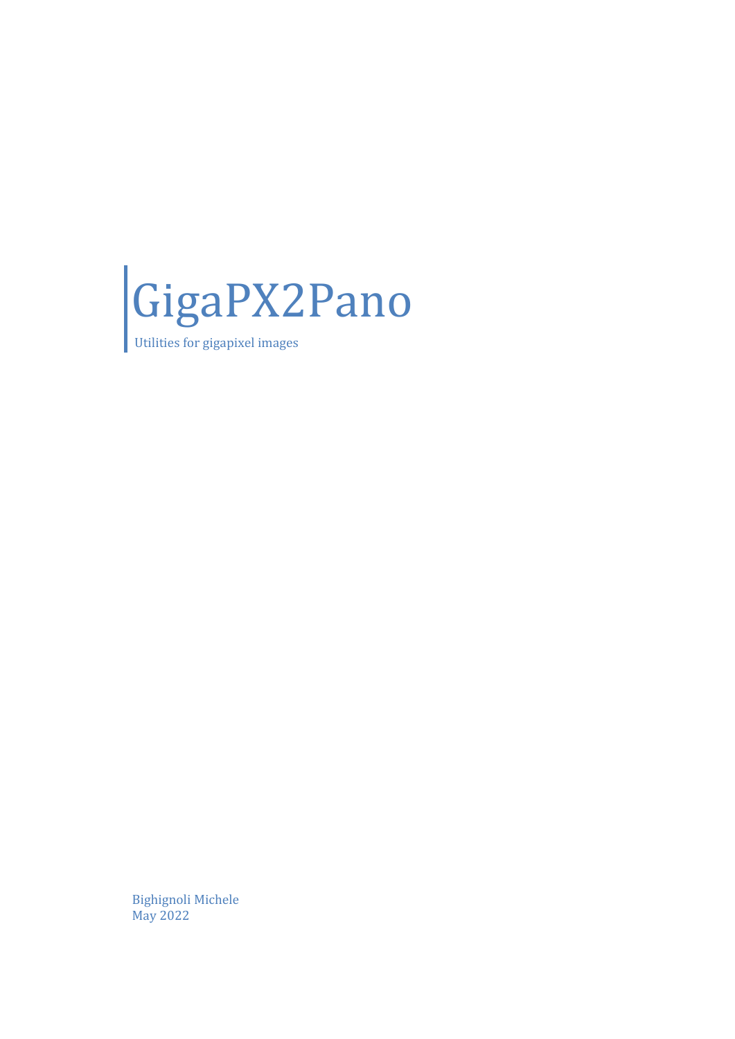# GigaPX2Pano

Utilities for gigapixel images

Bighignoli Michele
May 2022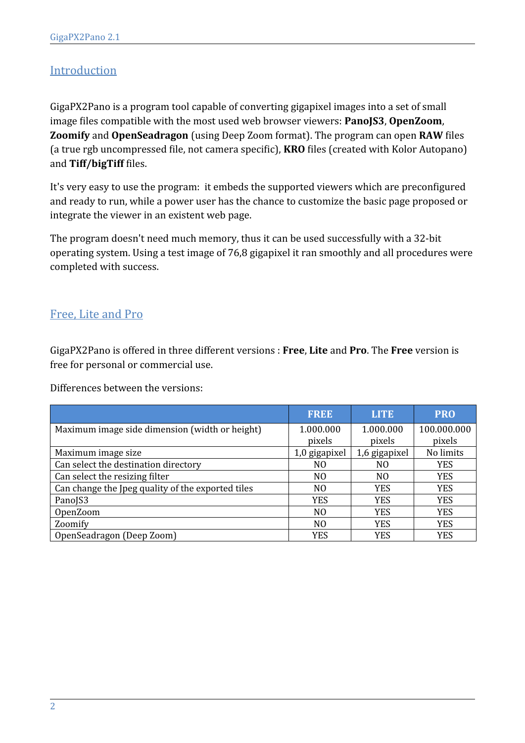## Introduction

GigaPX2Pano is a program tool capable of converting gigapixel images into a set of small image files compatible with the most used web browser viewers: **PanoJS3**, **OpenZoom**, **Zoomify** and **OpenSeadragon** (using Deep Zoom format). The program can open **RAW** files (a true rgb uncompressed file, not camera specific), **KRO** files (created with Kolor Autopano) and **Tiff/bigTiff** files.

It's very easy to use the program: it embeds the supported viewers which are preconfigured and ready to run, while a power user has the chance to customize the basic page proposed or integrate the viewer in an existent web page.

The program doesn't need much memory, thus it can be used successfully with a 32-bit operating system. Using a test image of 76,8 gigapixel it ran smoothly and all procedures were completed with success.

## Free, Lite and Pro

GigaPX2Pano is offered in three different versions : **Free**, **Lite** and **Pro**. The **Free** version is free for personal or commercial use.

Differences between the versions:

| | FREE | LITE | PRO |
|---|---|---|---|
| Maximum image side dimension (width or height) | 1.000.000 pixels | 1.000.000 pixels | 100.000.000 pixels |
| Maximum image size | 1,0 gigapixel | 1,6 gigapixel | No limits |
| Can select the destination directory | NO | NO | YES |
| Can select the resizing filter | NO | NO | YES |
| Can change the Jpeg quality of the exported tiles | NO | YES | YES |
| PanoJS3 | YES | YES | YES |
| OpenZoom | NO | YES | YES |
| Zoomify | NO | YES | YES |
| OpenSeadragon (Deep Zoom) | YES | YES | YES |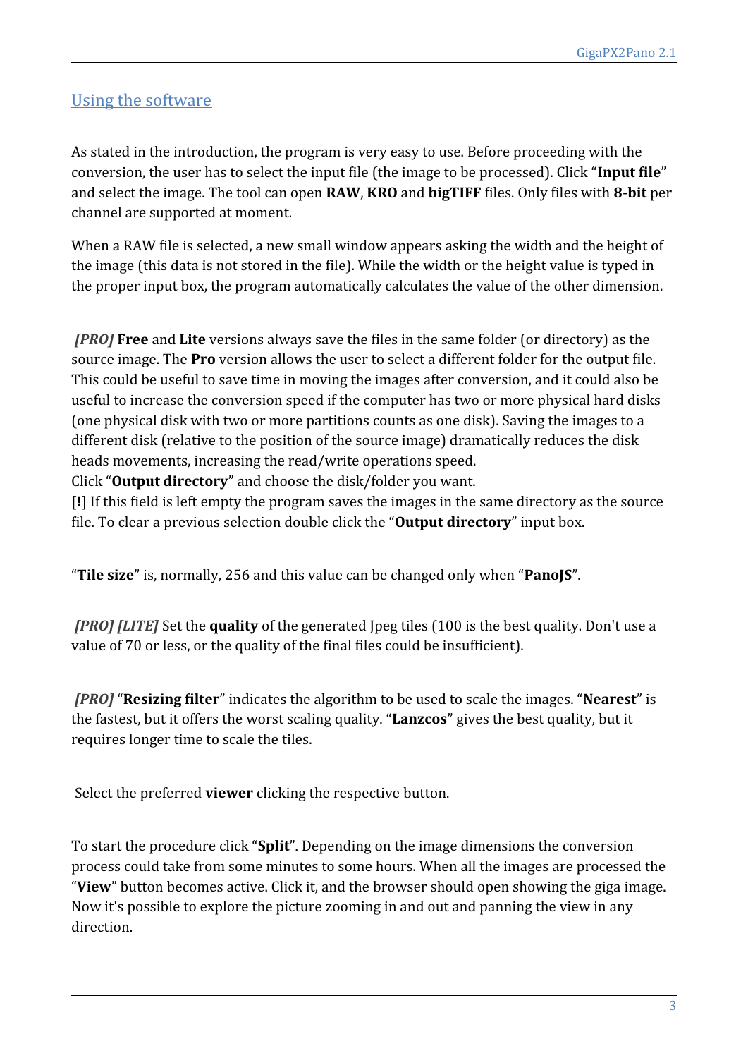## Using the software

As stated in the introduction, the program is very easy to use. Before proceeding with the conversion, the user has to select the input file (the image to be processed). Click "**Input file**" and select the image. The tool can open **RAW**, **KRO** and **bigTIFF** files. Only files with **8-bit** per channel are supported at moment.

When a RAW file is selected, a new small window appears asking the width and the height of the image (this data is not stored in the file). While the width or the height value is typed in the proper input box, the program automatically calculates the value of the other dimension.

***[PRO]*** **Free** and **Lite** versions always save the files in the same folder (or directory) as the source image. The **Pro** version allows the user to select a different folder for the output file. This could be useful to save time in moving the images after conversion, and it could also be useful to increase the conversion speed if the computer has two or more physical hard disks (one physical disk with two or more partitions counts as one disk). Saving the images to a different disk (relative to the position of the source image) dramatically reduces the disk heads movements, increasing the read/write operations speed.
Click "**Output directory**" and choose the disk/folder you want.
[**!**] If this field is left empty the program saves the images in the same directory as the source file. To clear a previous selection double click the "**Output directory**" input box.

"**Tile size**" is, normally, 256 and this value can be changed only when "**PanoJS**".

***[PRO] [LITE]*** Set the **quality** of the generated Jpeg tiles (100 is the best quality. Don't use a value of 70 or less, or the quality of the final files could be insufficient).

***[PRO]*** "**Resizing filter**" indicates the algorithm to be used to scale the images. "**Nearest**" is the fastest, but it offers the worst scaling quality. "**Lanzcos**" gives the best quality, but it requires longer time to scale the tiles.

Select the preferred **viewer** clicking the respective button.

To start the procedure click "**Split**". Depending on the image dimensions the conversion process could take from some minutes to some hours. When all the images are processed the "**View**" button becomes active. Click it, and the browser should open showing the giga image. Now it's possible to explore the picture zooming in and out and panning the view in any direction.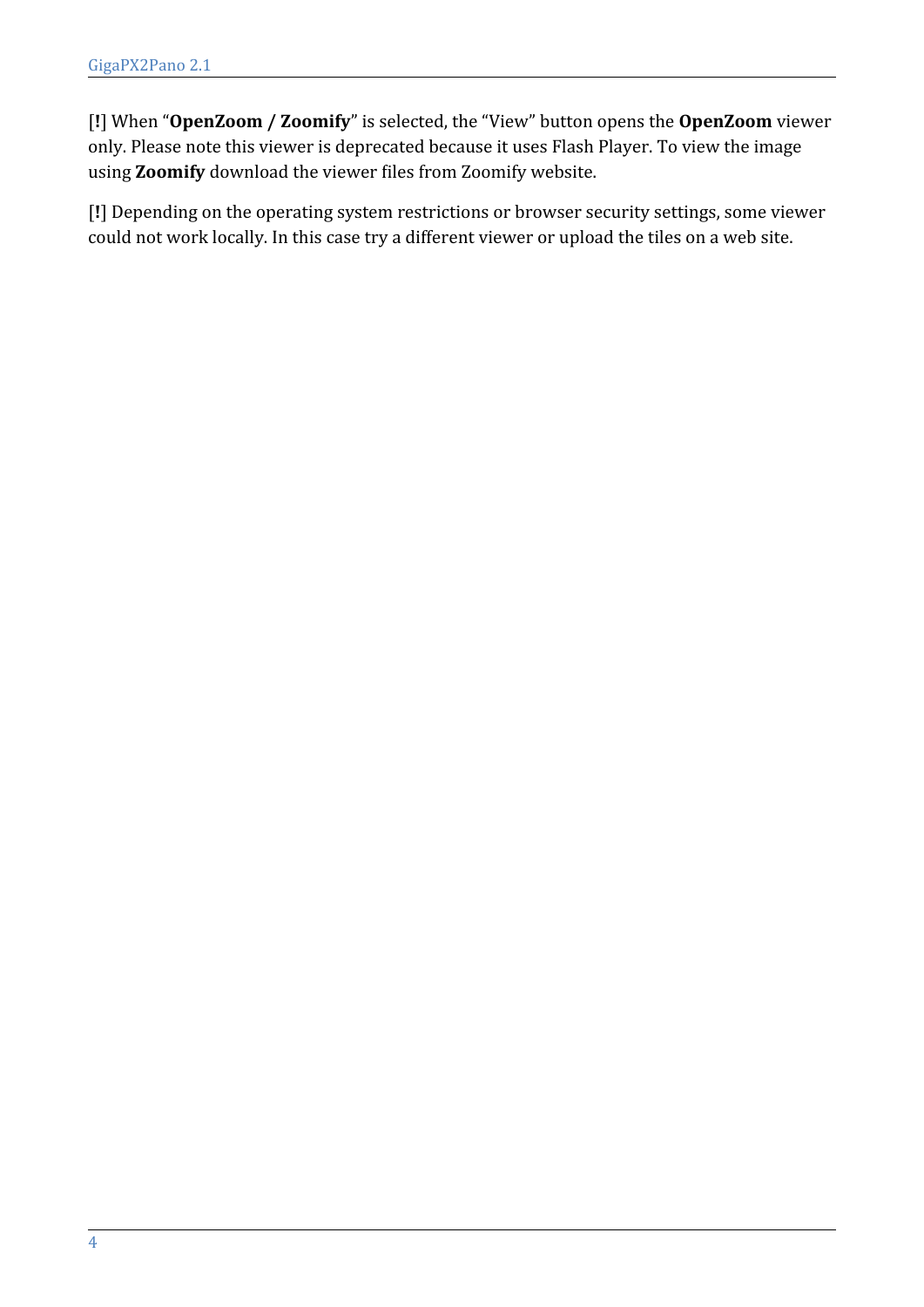[**!**] When "**OpenZoom / Zoomify**" is selected, the "View" button opens the **OpenZoom** viewer only. Please note this viewer is deprecated because it uses Flash Player. To view the image using **Zoomify** download the viewer files from Zoomify website.

[**!**] Depending on the operating system restrictions or browser security settings, some viewer could not work locally. In this case try a different viewer or upload the tiles on a web site.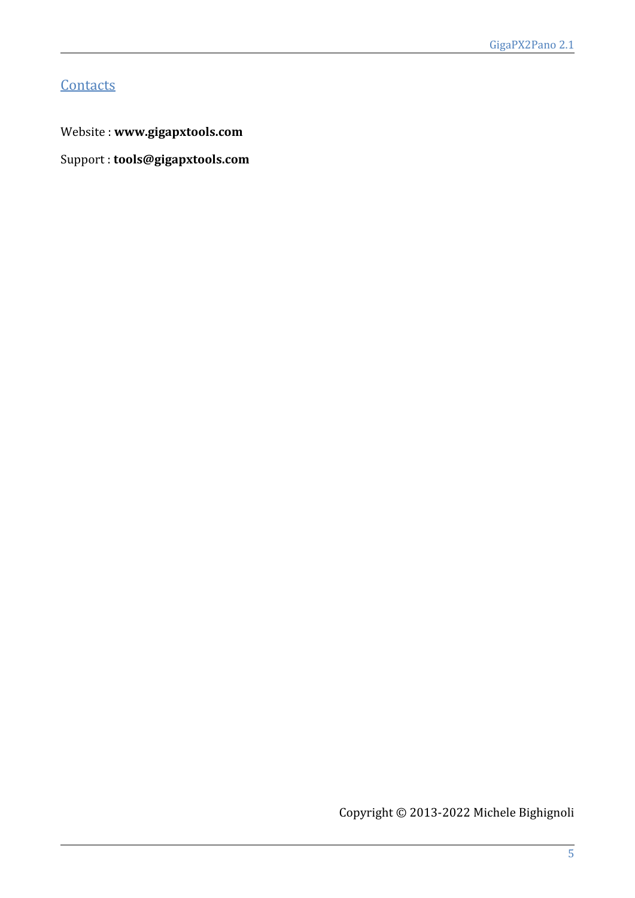## Contacts

Website : **www.gigapxtools.com**

Support : **tools@gigapxtools.com**

Copyright © 2013-2022 Michele Bighignoli